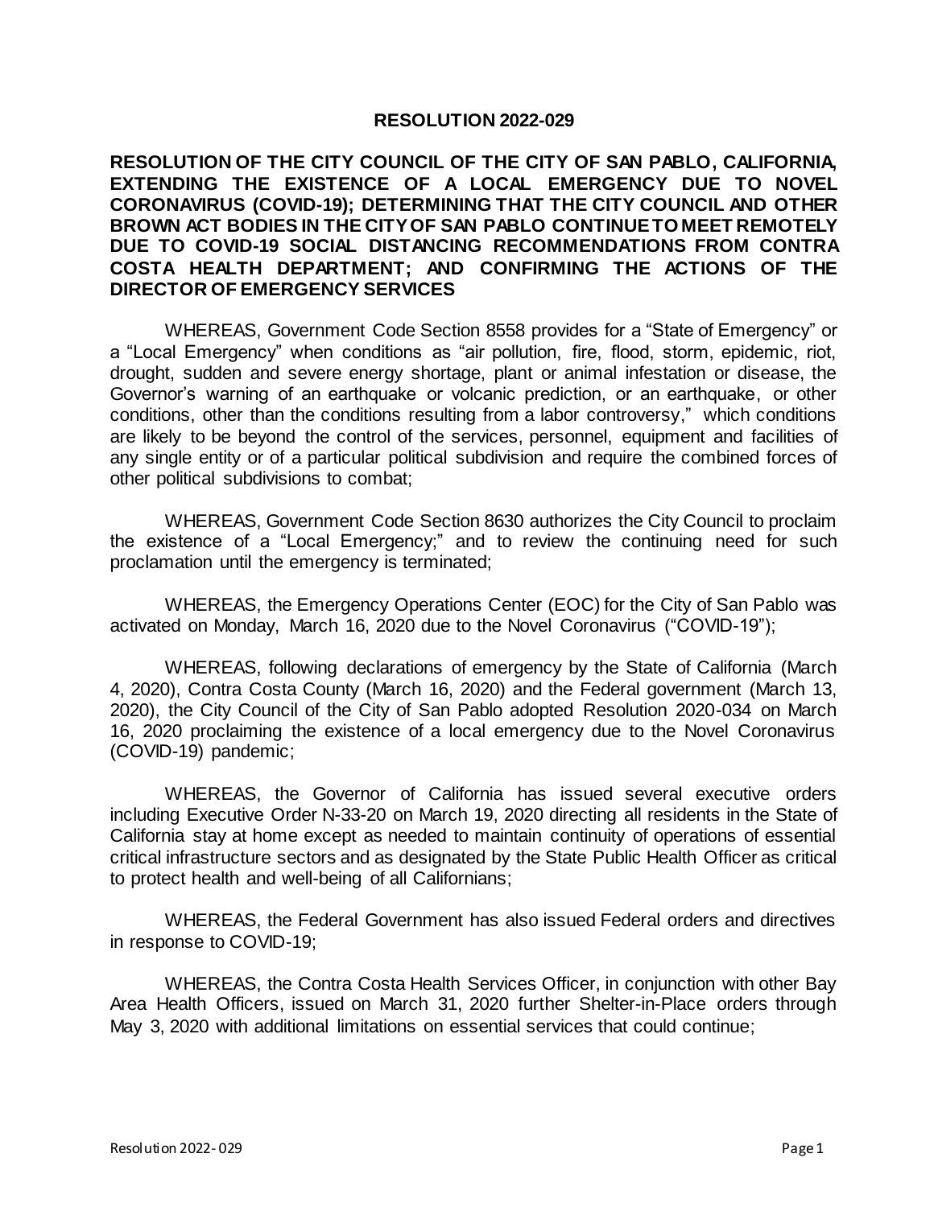# RESOLUTION 2022-029

**RESOLUTION OF THE CITY COUNCIL OF THE CITY OF SAN PABLO, CALIFORNIA, EXTENDING THE EXISTENCE OF A LOCAL EMERGENCY DUE TO NOVEL CORONAVIRUS (COVID-19); DETERMINING THAT THE CITY COUNCIL AND OTHER BROWN ACT BODIES IN THE CITY OF SAN PABLO CONTINUE TO MEET REMOTELY DUE TO COVID-19 SOCIAL DISTANCING RECOMMENDATIONS FROM CONTRA COSTA HEALTH DEPARTMENT; AND CONFIRMING THE ACTIONS OF THE DIRECTOR OF EMERGENCY SERVICES**

WHEREAS, Government Code Section 8558 provides for a "State of Emergency" or a "Local Emergency" when conditions as "air pollution, fire, flood, storm, epidemic, riot, drought, sudden and severe energy shortage, plant or animal infestation or disease, the Governor's warning of an earthquake or volcanic prediction, or an earthquake, or other conditions, other than the conditions resulting from a labor controversy," which conditions are likely to be beyond the control of the services, personnel, equipment and facilities of any single entity or of a particular political subdivision and require the combined forces of other political subdivisions to combat;

WHEREAS, Government Code Section 8630 authorizes the City Council to proclaim the existence of a "Local Emergency;" and to review the continuing need for such proclamation until the emergency is terminated;

WHEREAS, the Emergency Operations Center (EOC) for the City of San Pablo was activated on Monday, March 16, 2020 due to the Novel Coronavirus ("COVID-19");

WHEREAS, following declarations of emergency by the State of California (March 4, 2020), Contra Costa County (March 16, 2020) and the Federal government (March 13, 2020), the City Council of the City of San Pablo adopted Resolution 2020-034 on March 16, 2020 proclaiming the existence of a local emergency due to the Novel Coronavirus (COVID-19) pandemic;

WHEREAS, the Governor of California has issued several executive orders including Executive Order N-33-20 on March 19, 2020 directing all residents in the State of California stay at home except as needed to maintain continuity of operations of essential critical infrastructure sectors and as designated by the State Public Health Officer as critical to protect health and well-being of all Californians;

WHEREAS, the Federal Government has also issued Federal orders and directives in response to COVID-19;

WHEREAS, the Contra Costa Health Services Officer, in conjunction with other Bay Area Health Officers, issued on March 31, 2020 further Shelter-in-Place orders through May 3, 2020 with additional limitations on essential services that could continue;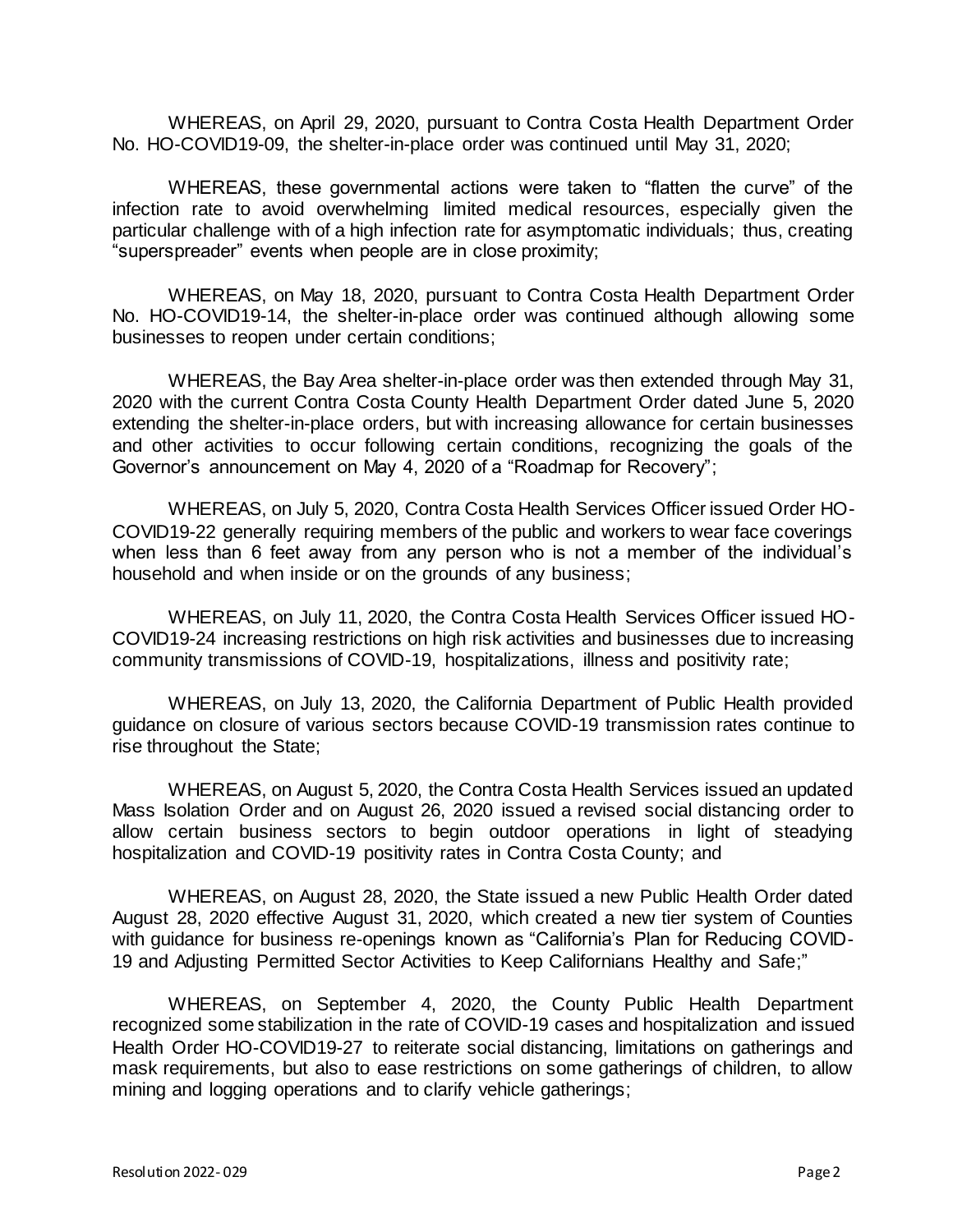WHEREAS, on April 29, 2020, pursuant to Contra Costa Health Department Order No. HO-COVID19-09, the shelter-in-place order was continued until May 31, 2020;

WHEREAS, these governmental actions were taken to "flatten the curve" of the infection rate to avoid overwhelming limited medical resources, especially given the particular challenge with of a high infection rate for asymptomatic individuals; thus, creating "superspreader" events when people are in close proximity;

WHEREAS, on May 18, 2020, pursuant to Contra Costa Health Department Order No. HO-COVID19-14, the shelter-in-place order was continued although allowing some businesses to reopen under certain conditions;

WHEREAS, the Bay Area shelter-in-place order was then extended through May 31, 2020 with the current Contra Costa County Health Department Order dated June 5, 2020 extending the shelter-in-place orders, but with increasing allowance for certain businesses and other activities to occur following certain conditions, recognizing the goals of the Governor's announcement on May 4, 2020 of a "Roadmap for Recovery";

WHEREAS, on July 5, 2020, Contra Costa Health Services Officer issued Order HO-COVID19-22 generally requiring members of the public and workers to wear face coverings when less than 6 feet away from any person who is not a member of the individual's household and when inside or on the grounds of any business;

WHEREAS, on July 11, 2020, the Contra Costa Health Services Officer issued HO-COVID19-24 increasing restrictions on high risk activities and businesses due to increasing community transmissions of COVID-19, hospitalizations, illness and positivity rate;

WHEREAS, on July 13, 2020, the California Department of Public Health provided guidance on closure of various sectors because COVID-19 transmission rates continue to rise throughout the State;

WHEREAS, on August 5, 2020, the Contra Costa Health Services issued an updated Mass Isolation Order and on August 26, 2020 issued a revised social distancing order to allow certain business sectors to begin outdoor operations in light of steadying hospitalization and COVID-19 positivity rates in Contra Costa County; and

WHEREAS, on August 28, 2020, the State issued a new Public Health Order dated August 28, 2020 effective August 31, 2020, which created a new tier system of Counties with guidance for business re-openings known as "California's Plan for Reducing COVID-19 and Adjusting Permitted Sector Activities to Keep Californians Healthy and Safe;"

WHEREAS, on September 4, 2020, the County Public Health Department recognized some stabilization in the rate of COVID-19 cases and hospitalization and issued Health Order HO-COVID19-27 to reiterate social distancing, limitations on gatherings and mask requirements, but also to ease restrictions on some gatherings of children, to allow mining and logging operations and to clarify vehicle gatherings;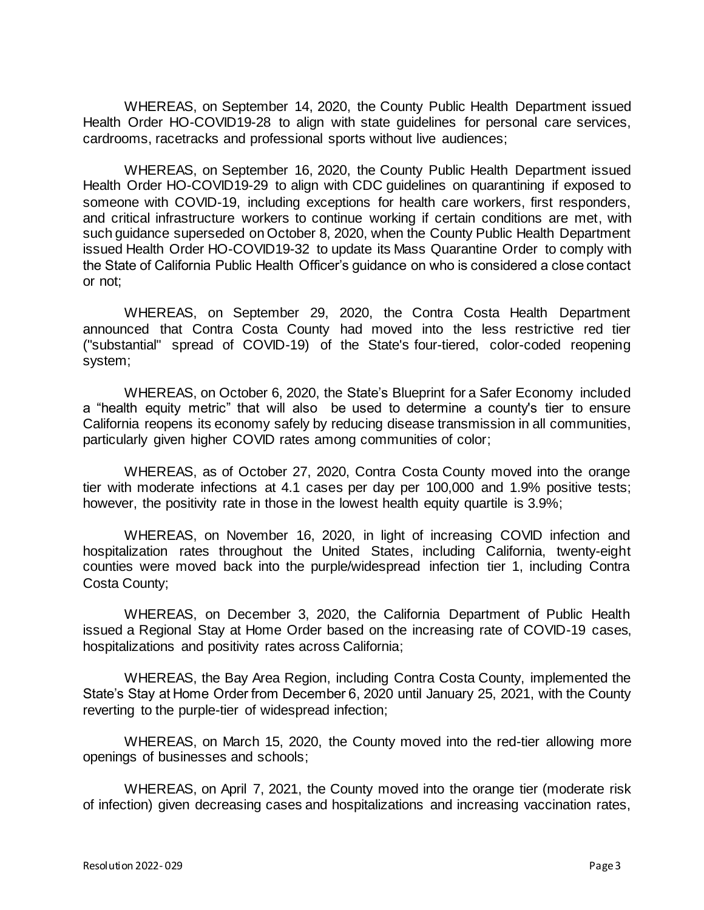WHEREAS, on September 14, 2020, the County Public Health Department issued Health Order HO-COVID19-28 to align with state guidelines for personal care services, cardrooms, racetracks and professional sports without live audiences;

WHEREAS, on September 16, 2020, the County Public Health Department issued Health Order HO-COVID19-29 to align with CDC guidelines on quarantining if exposed to someone with COVID-19, including exceptions for health care workers, first responders, and critical infrastructure workers to continue working if certain conditions are met, with such guidance superseded on October 8, 2020, when the County Public Health Department issued Health Order HO-COVID19-32 to update its Mass Quarantine Order to comply with the State of California Public Health Officer's guidance on who is considered a close contact or not;

WHEREAS, on September 29, 2020, the Contra Costa Health Department announced that Contra Costa County had moved into the less restrictive red tier ("substantial" spread of COVID-19) of the State's four-tiered, color-coded reopening system;

WHEREAS, on October 6, 2020, the State's Blueprint for a Safer Economy included a "health equity metric" that will also be used to determine a county's tier to ensure California reopens its economy safely by reducing disease transmission in all communities, particularly given higher COVID rates among communities of color;

WHEREAS, as of October 27, 2020, Contra Costa County moved into the orange tier with moderate infections at 4.1 cases per day per 100,000 and 1.9% positive tests; however, the positivity rate in those in the lowest health equity quartile is 3.9%;

WHEREAS, on November 16, 2020, in light of increasing COVID infection and hospitalization rates throughout the United States, including California, twenty-eight counties were moved back into the purple/widespread infection tier 1, including Contra Costa County;

WHEREAS, on December 3, 2020, the California Department of Public Health issued a Regional Stay at Home Order based on the increasing rate of COVID-19 cases, hospitalizations and positivity rates across California;

WHEREAS, the Bay Area Region, including Contra Costa County, implemented the State's Stay at Home Order from December 6, 2020 until January 25, 2021, with the County reverting to the purple-tier of widespread infection;

WHEREAS, on March 15, 2020, the County moved into the red-tier allowing more openings of businesses and schools;

WHEREAS, on April 7, 2021, the County moved into the orange tier (moderate risk of infection) given decreasing cases and hospitalizations and increasing vaccination rates,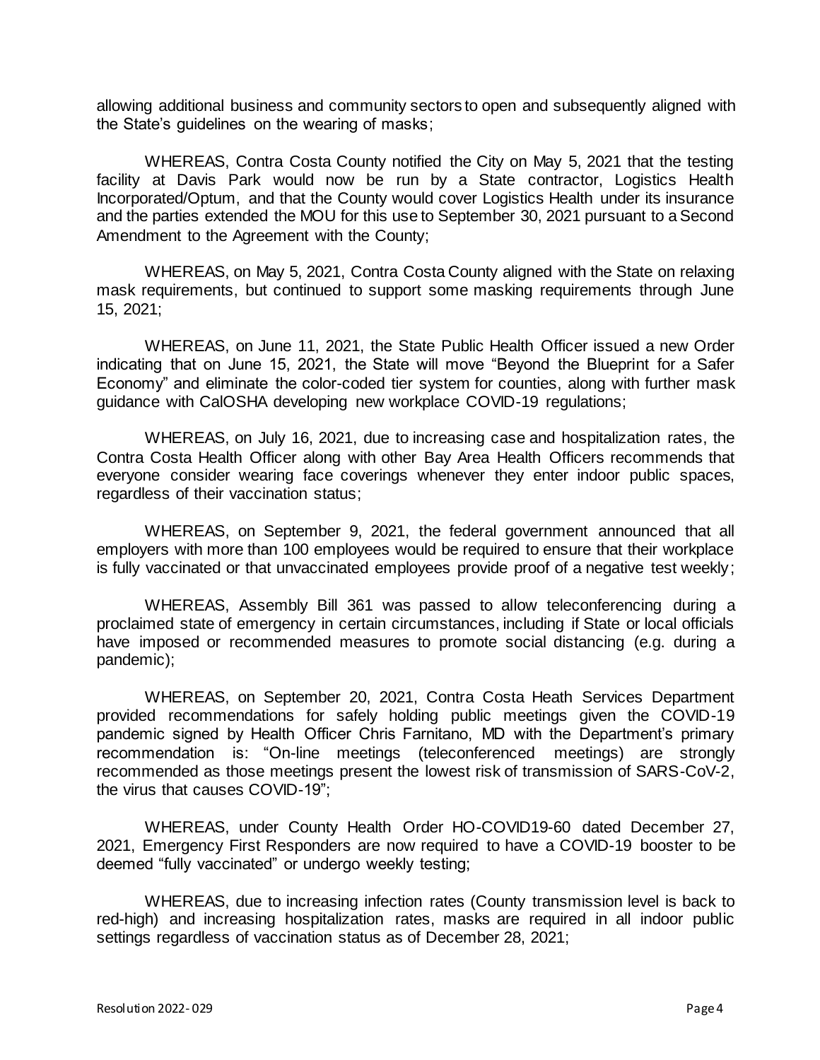allowing additional business and community sectors to open and subsequently aligned with the State's guidelines on the wearing of masks;

WHEREAS, Contra Costa County notified the City on May 5, 2021 that the testing facility at Davis Park would now be run by a State contractor, Logistics Health Incorporated/Optum, and that the County would cover Logistics Health under its insurance and the parties extended the MOU for this use to September 30, 2021 pursuant to a Second Amendment to the Agreement with the County;

WHEREAS, on May 5, 2021, Contra Costa County aligned with the State on relaxing mask requirements, but continued to support some masking requirements through June 15, 2021;

WHEREAS, on June 11, 2021, the State Public Health Officer issued a new Order indicating that on June 15, 2021, the State will move "Beyond the Blueprint for a Safer Economy" and eliminate the color-coded tier system for counties, along with further mask guidance with CalOSHA developing new workplace COVID-19 regulations;

WHEREAS, on July 16, 2021, due to increasing case and hospitalization rates, the Contra Costa Health Officer along with other Bay Area Health Officers recommends that everyone consider wearing face coverings whenever they enter indoor public spaces, regardless of their vaccination status;

WHEREAS, on September 9, 2021, the federal government announced that all employers with more than 100 employees would be required to ensure that their workplace is fully vaccinated or that unvaccinated employees provide proof of a negative test weekly;

WHEREAS, Assembly Bill 361 was passed to allow teleconferencing during a proclaimed state of emergency in certain circumstances, including if State or local officials have imposed or recommended measures to promote social distancing (e.g. during a pandemic);

WHEREAS, on September 20, 2021, Contra Costa Heath Services Department provided recommendations for safely holding public meetings given the COVID-19 pandemic signed by Health Officer Chris Farnitano, MD with the Department's primary recommendation is: "On-line meetings (teleconferenced meetings) are strongly recommended as those meetings present the lowest risk of transmission of SARS-CoV-2, the virus that causes COVID-19";

WHEREAS, under County Health Order HO-COVID19-60 dated December 27, 2021, Emergency First Responders are now required to have a COVID-19 booster to be deemed "fully vaccinated" or undergo weekly testing;

WHEREAS, due to increasing infection rates (County transmission level is back to red-high) and increasing hospitalization rates, masks are required in all indoor public settings regardless of vaccination status as of December 28, 2021;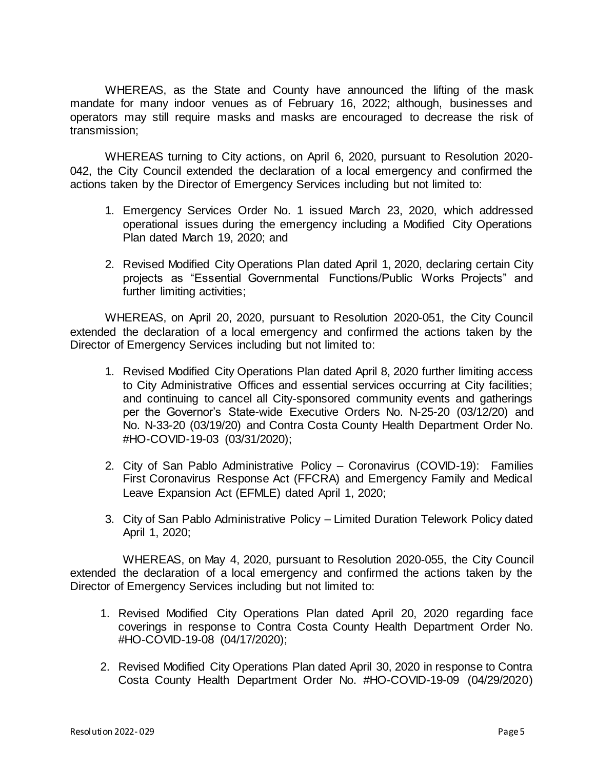WHEREAS, as the State and County have announced the lifting of the mask mandate for many indoor venues as of February 16, 2022; although, businesses and operators may still require masks and masks are encouraged to decrease the risk of transmission;

WHEREAS turning to City actions, on April 6, 2020, pursuant to Resolution 2020-042, the City Council extended the declaration of a local emergency and confirmed the actions taken by the Director of Emergency Services including but not limited to:

1. Emergency Services Order No. 1 issued March 23, 2020, which addressed operational issues during the emergency including a Modified City Operations Plan dated March 19, 2020; and

2. Revised Modified City Operations Plan dated April 1, 2020, declaring certain City projects as "Essential Governmental Functions/Public Works Projects" and further limiting activities;

WHEREAS, on April 20, 2020, pursuant to Resolution 2020-051, the City Council extended the declaration of a local emergency and confirmed the actions taken by the Director of Emergency Services including but not limited to:

1. Revised Modified City Operations Plan dated April 8, 2020 further limiting access to City Administrative Offices and essential services occurring at City facilities; and continuing to cancel all City-sponsored community events and gatherings per the Governor's State-wide Executive Orders No. N-25-20 (03/12/20) and No. N-33-20 (03/19/20) and Contra Costa County Health Department Order No. #HO-COVID-19-03 (03/31/2020);

2. City of San Pablo Administrative Policy – Coronavirus (COVID-19): Families First Coronavirus Response Act (FFCRA) and Emergency Family and Medical Leave Expansion Act (EFMLE) dated April 1, 2020;

3. City of San Pablo Administrative Policy – Limited Duration Telework Policy dated April 1, 2020;

WHEREAS, on May 4, 2020, pursuant to Resolution 2020-055, the City Council extended the declaration of a local emergency and confirmed the actions taken by the Director of Emergency Services including but not limited to:

1. Revised Modified City Operations Plan dated April 20, 2020 regarding face coverings in response to Contra Costa County Health Department Order No. #HO-COVID-19-08 (04/17/2020);

2. Revised Modified City Operations Plan dated April 30, 2020 in response to Contra Costa County Health Department Order No. #HO-COVID-19-09 (04/29/2020)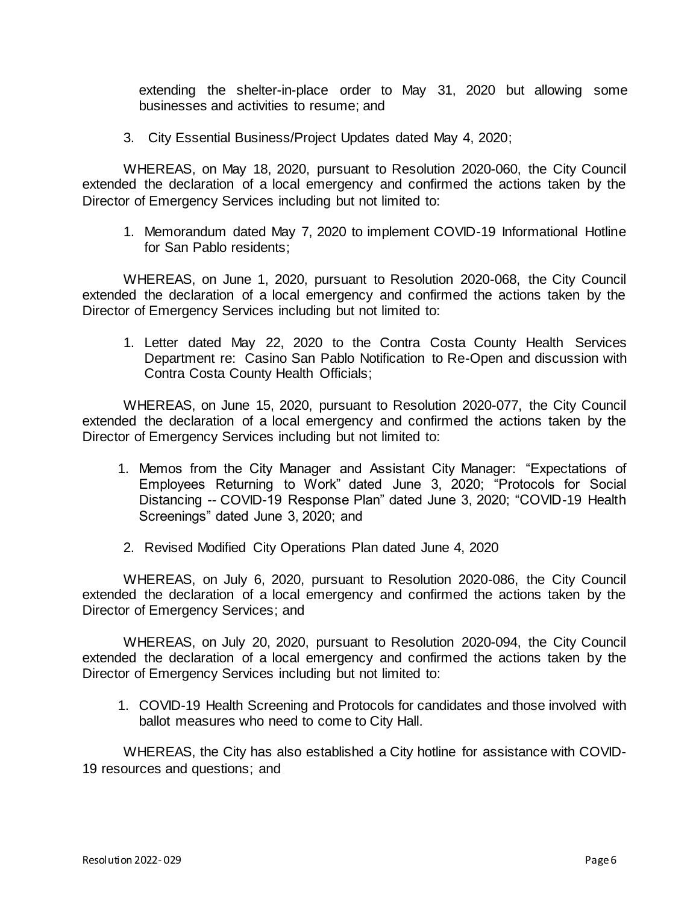extending the shelter-in-place order to May 31, 2020 but allowing some businesses and activities to resume; and

3. City Essential Business/Project Updates dated May 4, 2020;

WHEREAS, on May 18, 2020, pursuant to Resolution 2020-060, the City Council extended the declaration of a local emergency and confirmed the actions taken by the Director of Emergency Services including but not limited to:

1. Memorandum dated May 7, 2020 to implement COVID-19 Informational Hotline for San Pablo residents;

WHEREAS, on June 1, 2020, pursuant to Resolution 2020-068, the City Council extended the declaration of a local emergency and confirmed the actions taken by the Director of Emergency Services including but not limited to:

1. Letter dated May 22, 2020 to the Contra Costa County Health Services Department re: Casino San Pablo Notification to Re-Open and discussion with Contra Costa County Health Officials;

WHEREAS, on June 15, 2020, pursuant to Resolution 2020-077, the City Council extended the declaration of a local emergency and confirmed the actions taken by the Director of Emergency Services including but not limited to:

1. Memos from the City Manager and Assistant City Manager: "Expectations of Employees Returning to Work" dated June 3, 2020; "Protocols for Social Distancing -- COVID-19 Response Plan" dated June 3, 2020; "COVID-19 Health Screenings" dated June 3, 2020; and
2. Revised Modified City Operations Plan dated June 4, 2020

WHEREAS, on July 6, 2020, pursuant to Resolution 2020-086, the City Council extended the declaration of a local emergency and confirmed the actions taken by the Director of Emergency Services; and

WHEREAS, on July 20, 2020, pursuant to Resolution 2020-094, the City Council extended the declaration of a local emergency and confirmed the actions taken by the Director of Emergency Services including but not limited to:

1. COVID-19 Health Screening and Protocols for candidates and those involved with ballot measures who need to come to City Hall.

WHEREAS, the City has also established a City hotline for assistance with COVID-19 resources and questions; and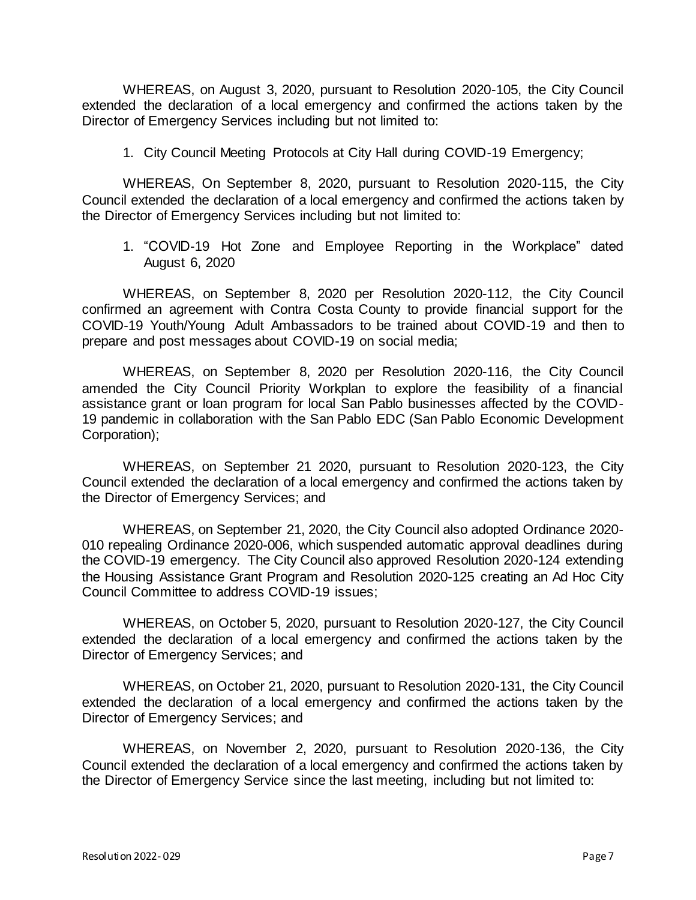WHEREAS, on August 3, 2020, pursuant to Resolution 2020-105, the City Council extended the declaration of a local emergency and confirmed the actions taken by the Director of Emergency Services including but not limited to:

1. City Council Meeting Protocols at City Hall during COVID-19 Emergency;

WHEREAS, On September 8, 2020, pursuant to Resolution 2020-115, the City Council extended the declaration of a local emergency and confirmed the actions taken by the Director of Emergency Services including but not limited to:

1. "COVID-19 Hot Zone and Employee Reporting in the Workplace" dated August 6, 2020

WHEREAS, on September 8, 2020 per Resolution 2020-112, the City Council confirmed an agreement with Contra Costa County to provide financial support for the COVID-19 Youth/Young Adult Ambassadors to be trained about COVID-19 and then to prepare and post messages about COVID-19 on social media;

WHEREAS, on September 8, 2020 per Resolution 2020-116, the City Council amended the City Council Priority Workplan to explore the feasibility of a financial assistance grant or loan program for local San Pablo businesses affected by the COVID-19 pandemic in collaboration with the San Pablo EDC (San Pablo Economic Development Corporation);

WHEREAS, on September 21 2020, pursuant to Resolution 2020-123, the City Council extended the declaration of a local emergency and confirmed the actions taken by the Director of Emergency Services; and

WHEREAS, on September 21, 2020, the City Council also adopted Ordinance 2020-010 repealing Ordinance 2020-006, which suspended automatic approval deadlines during the COVID-19 emergency. The City Council also approved Resolution 2020-124 extending the Housing Assistance Grant Program and Resolution 2020-125 creating an Ad Hoc City Council Committee to address COVID-19 issues;

WHEREAS, on October 5, 2020, pursuant to Resolution 2020-127, the City Council extended the declaration of a local emergency and confirmed the actions taken by the Director of Emergency Services; and

WHEREAS, on October 21, 2020, pursuant to Resolution 2020-131, the City Council extended the declaration of a local emergency and confirmed the actions taken by the Director of Emergency Services; and

WHEREAS, on November 2, 2020, pursuant to Resolution 2020-136, the City Council extended the declaration of a local emergency and confirmed the actions taken by the Director of Emergency Service since the last meeting, including but not limited to: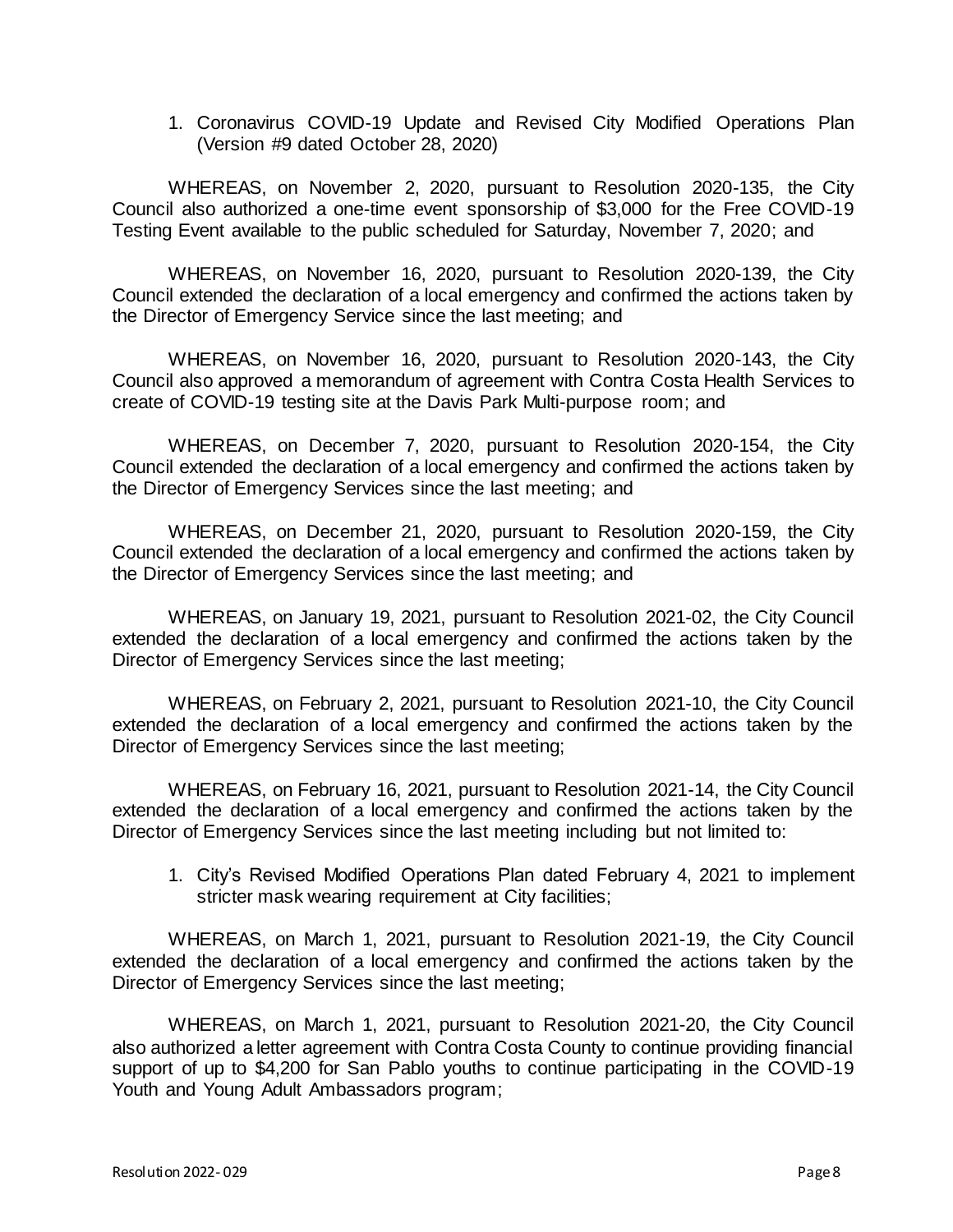1. Coronavirus COVID-19 Update and Revised City Modified Operations Plan (Version #9 dated October 28, 2020)

WHEREAS, on November 2, 2020, pursuant to Resolution 2020-135, the City Council also authorized a one-time event sponsorship of $3,000 for the Free COVID-19 Testing Event available to the public scheduled for Saturday, November 7, 2020; and

WHEREAS, on November 16, 2020, pursuant to Resolution 2020-139, the City Council extended the declaration of a local emergency and confirmed the actions taken by the Director of Emergency Service since the last meeting; and

WHEREAS, on November 16, 2020, pursuant to Resolution 2020-143, the City Council also approved a memorandum of agreement with Contra Costa Health Services to create of COVID-19 testing site at the Davis Park Multi-purpose room; and

WHEREAS, on December 7, 2020, pursuant to Resolution 2020-154, the City Council extended the declaration of a local emergency and confirmed the actions taken by the Director of Emergency Services since the last meeting; and

WHEREAS, on December 21, 2020, pursuant to Resolution 2020-159, the City Council extended the declaration of a local emergency and confirmed the actions taken by the Director of Emergency Services since the last meeting; and

WHEREAS, on January 19, 2021, pursuant to Resolution 2021-02, the City Council extended the declaration of a local emergency and confirmed the actions taken by the Director of Emergency Services since the last meeting;

WHEREAS, on February 2, 2021, pursuant to Resolution 2021-10, the City Council extended the declaration of a local emergency and confirmed the actions taken by the Director of Emergency Services since the last meeting;

WHEREAS, on February 16, 2021, pursuant to Resolution 2021-14, the City Council extended the declaration of a local emergency and confirmed the actions taken by the Director of Emergency Services since the last meeting including but not limited to:

1. City's Revised Modified Operations Plan dated February 4, 2021 to implement stricter mask wearing requirement at City facilities;

WHEREAS, on March 1, 2021, pursuant to Resolution 2021-19, the City Council extended the declaration of a local emergency and confirmed the actions taken by the Director of Emergency Services since the last meeting;

WHEREAS, on March 1, 2021, pursuant to Resolution 2021-20, the City Council also authorized a letter agreement with Contra Costa County to continue providing financial support of up to $4,200 for San Pablo youths to continue participating in the COVID-19 Youth and Young Adult Ambassadors program;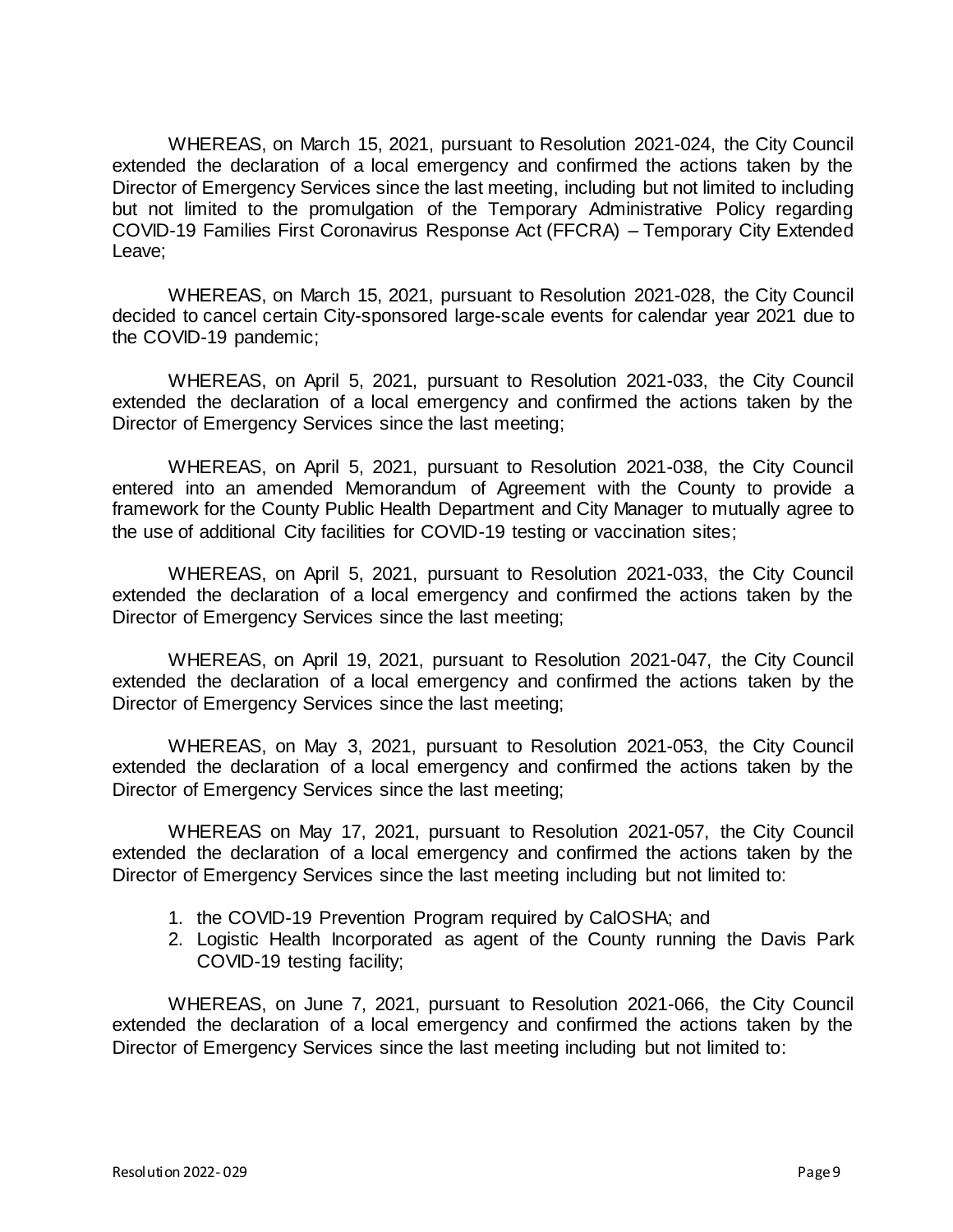WHEREAS, on March 15, 2021, pursuant to Resolution 2021-024, the City Council extended the declaration of a local emergency and confirmed the actions taken by the Director of Emergency Services since the last meeting, including but not limited to including but not limited to the promulgation of the Temporary Administrative Policy regarding COVID-19 Families First Coronavirus Response Act (FFCRA) – Temporary City Extended Leave;

WHEREAS, on March 15, 2021, pursuant to Resolution 2021-028, the City Council decided to cancel certain City-sponsored large-scale events for calendar year 2021 due to the COVID-19 pandemic;

WHEREAS, on April 5, 2021, pursuant to Resolution 2021-033, the City Council extended the declaration of a local emergency and confirmed the actions taken by the Director of Emergency Services since the last meeting;

WHEREAS, on April 5, 2021, pursuant to Resolution 2021-038, the City Council entered into an amended Memorandum of Agreement with the County to provide a framework for the County Public Health Department and City Manager to mutually agree to the use of additional City facilities for COVID-19 testing or vaccination sites;

WHEREAS, on April 5, 2021, pursuant to Resolution 2021-033, the City Council extended the declaration of a local emergency and confirmed the actions taken by the Director of Emergency Services since the last meeting;

WHEREAS, on April 19, 2021, pursuant to Resolution 2021-047, the City Council extended the declaration of a local emergency and confirmed the actions taken by the Director of Emergency Services since the last meeting;

WHEREAS, on May 3, 2021, pursuant to Resolution 2021-053, the City Council extended the declaration of a local emergency and confirmed the actions taken by the Director of Emergency Services since the last meeting;

WHEREAS on May 17, 2021, pursuant to Resolution 2021-057, the City Council extended the declaration of a local emergency and confirmed the actions taken by the Director of Emergency Services since the last meeting including but not limited to:

1. the COVID-19 Prevention Program required by CalOSHA; and
2. Logistic Health Incorporated as agent of the County running the Davis Park COVID-19 testing facility;

WHEREAS, on June 7, 2021, pursuant to Resolution 2021-066, the City Council extended the declaration of a local emergency and confirmed the actions taken by the Director of Emergency Services since the last meeting including but not limited to: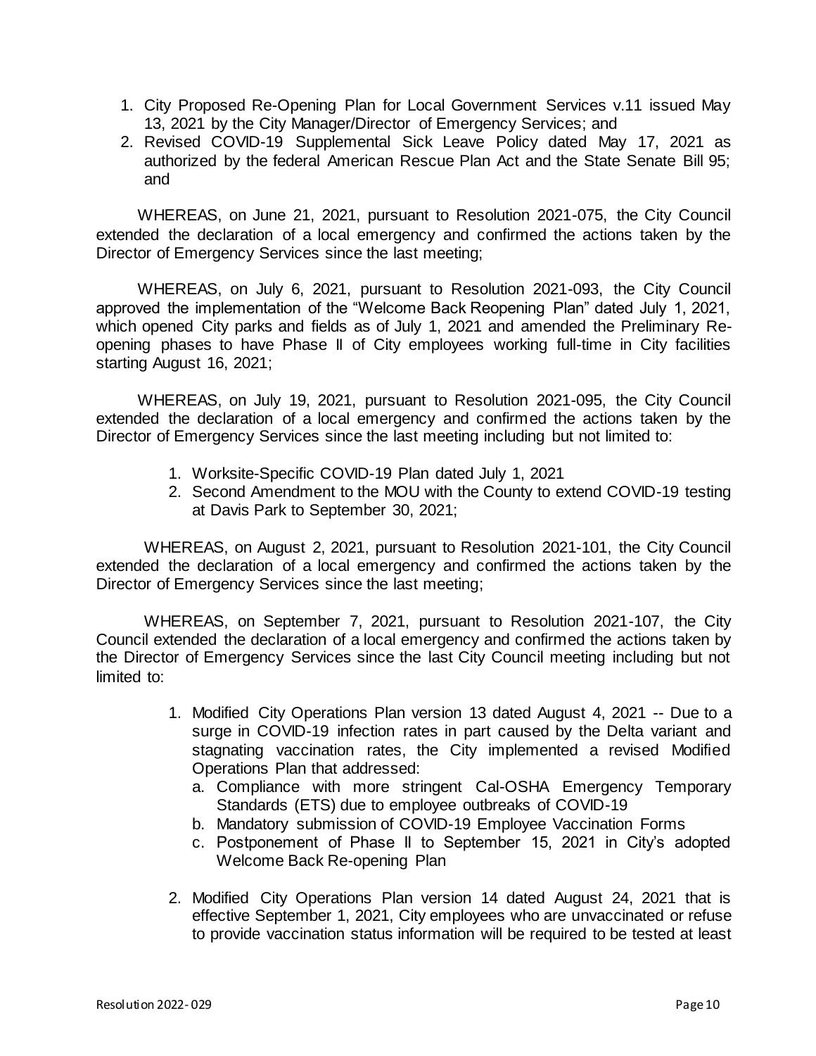1. City Proposed Re-Opening Plan for Local Government Services v.11 issued May 13, 2021 by the City Manager/Director of Emergency Services; and
2. Revised COVID-19 Supplemental Sick Leave Policy dated May 17, 2021 as authorized by the federal American Rescue Plan Act and the State Senate Bill 95; and

WHEREAS, on June 21, 2021, pursuant to Resolution 2021-075, the City Council extended the declaration of a local emergency and confirmed the actions taken by the Director of Emergency Services since the last meeting;

WHEREAS, on July 6, 2021, pursuant to Resolution 2021-093, the City Council approved the implementation of the "Welcome Back Reopening Plan" dated July 1, 2021, which opened City parks and fields as of July 1, 2021 and amended the Preliminary Re-opening phases to have Phase II of City employees working full-time in City facilities starting August 16, 2021;

WHEREAS, on July 19, 2021, pursuant to Resolution 2021-095, the City Council extended the declaration of a local emergency and confirmed the actions taken by the Director of Emergency Services since the last meeting including but not limited to:

1. Worksite-Specific COVID-19 Plan dated July 1, 2021
2. Second Amendment to the MOU with the County to extend COVID-19 testing at Davis Park to September 30, 2021;

WHEREAS, on August 2, 2021, pursuant to Resolution 2021-101, the City Council extended the declaration of a local emergency and confirmed the actions taken by the Director of Emergency Services since the last meeting;

WHEREAS, on September 7, 2021, pursuant to Resolution 2021-107, the City Council extended the declaration of a local emergency and confirmed the actions taken by the Director of Emergency Services since the last City Council meeting including but not limited to:

1. Modified City Operations Plan version 13 dated August 4, 2021 -- Due to a surge in COVID-19 infection rates in part caused by the Delta variant and stagnating vaccination rates, the City implemented a revised Modified Operations Plan that addressed:
   a. Compliance with more stringent Cal-OSHA Emergency Temporary Standards (ETS) due to employee outbreaks of COVID-19
   b. Mandatory submission of COVID-19 Employee Vaccination Forms
   c. Postponement of Phase II to September 15, 2021 in City's adopted Welcome Back Re-opening Plan

2. Modified City Operations Plan version 14 dated August 24, 2021 that is effective September 1, 2021, City employees who are unvaccinated or refuse to provide vaccination status information will be required to be tested at least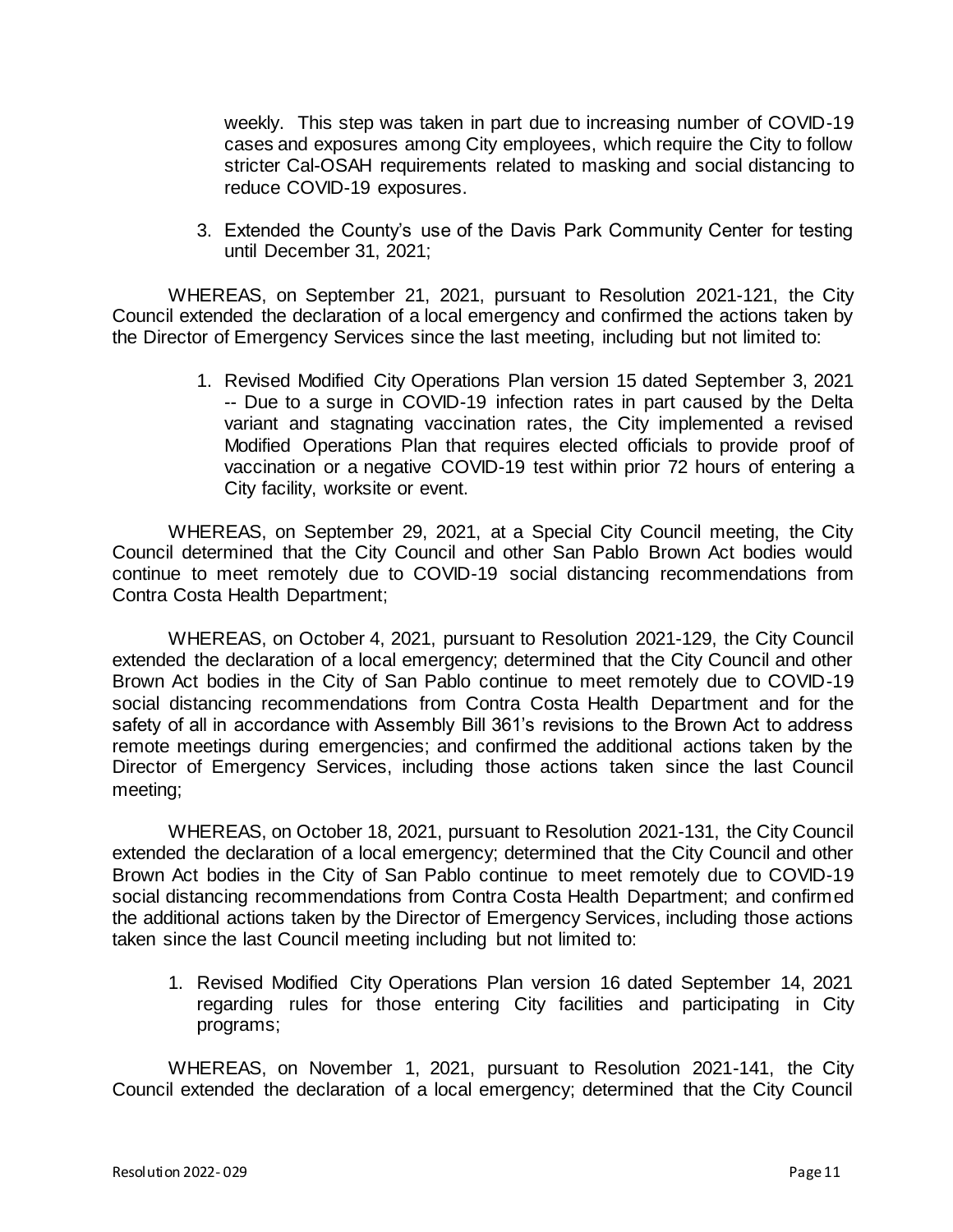weekly. This step was taken in part due to increasing number of COVID-19 cases and exposures among City employees, which require the City to follow stricter Cal-OSAH requirements related to masking and social distancing to reduce COVID-19 exposures.

3. Extended the County's use of the Davis Park Community Center for testing until December 31, 2021;

WHEREAS, on September 21, 2021, pursuant to Resolution 2021-121, the City Council extended the declaration of a local emergency and confirmed the actions taken by the Director of Emergency Services since the last meeting, including but not limited to:

1. Revised Modified City Operations Plan version 15 dated September 3, 2021 -- Due to a surge in COVID-19 infection rates in part caused by the Delta variant and stagnating vaccination rates, the City implemented a revised Modified Operations Plan that requires elected officials to provide proof of vaccination or a negative COVID-19 test within prior 72 hours of entering a City facility, worksite or event.

WHEREAS, on September 29, 2021, at a Special City Council meeting, the City Council determined that the City Council and other San Pablo Brown Act bodies would continue to meet remotely due to COVID-19 social distancing recommendations from Contra Costa Health Department;

WHEREAS, on October 4, 2021, pursuant to Resolution 2021-129, the City Council extended the declaration of a local emergency; determined that the City Council and other Brown Act bodies in the City of San Pablo continue to meet remotely due to COVID-19 social distancing recommendations from Contra Costa Health Department and for the safety of all in accordance with Assembly Bill 361's revisions to the Brown Act to address remote meetings during emergencies; and confirmed the additional actions taken by the Director of Emergency Services, including those actions taken since the last Council meeting;

WHEREAS, on October 18, 2021, pursuant to Resolution 2021-131, the City Council extended the declaration of a local emergency; determined that the City Council and other Brown Act bodies in the City of San Pablo continue to meet remotely due to COVID-19 social distancing recommendations from Contra Costa Health Department; and confirmed the additional actions taken by the Director of Emergency Services, including those actions taken since the last Council meeting including but not limited to:

1. Revised Modified City Operations Plan version 16 dated September 14, 2021 regarding rules for those entering City facilities and participating in City programs;

WHEREAS, on November 1, 2021, pursuant to Resolution 2021-141, the City Council extended the declaration of a local emergency; determined that the City Council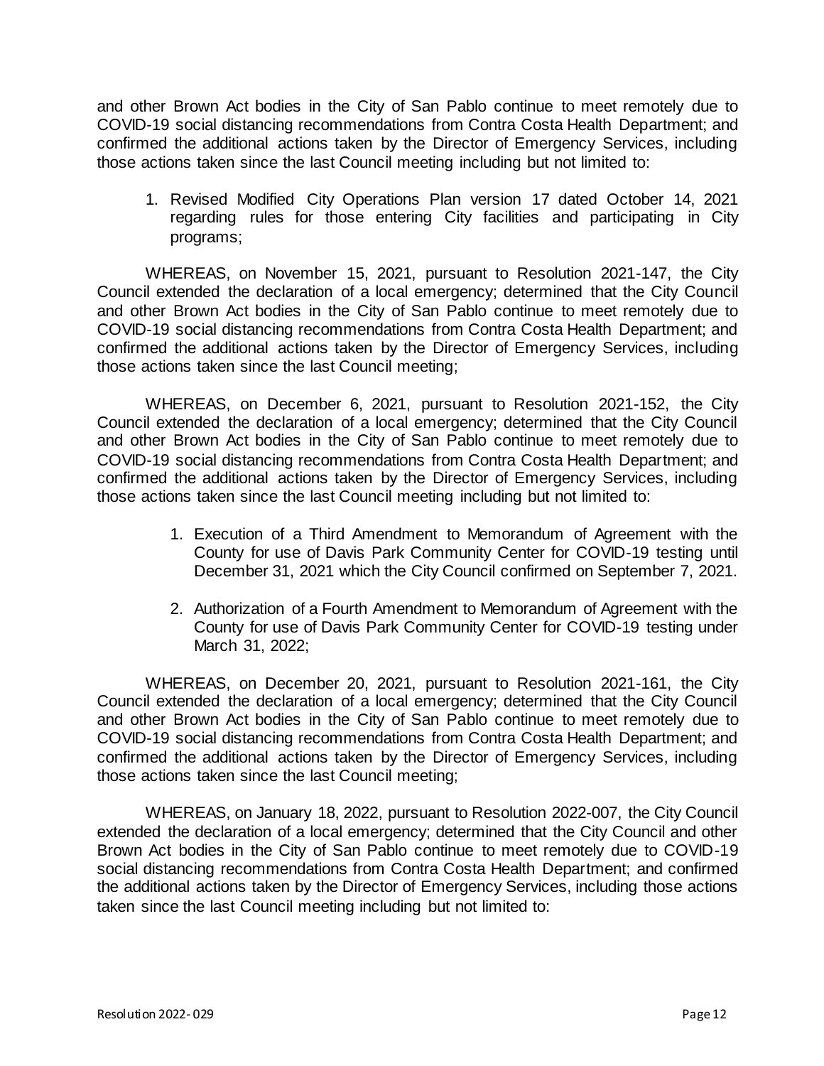and other Brown Act bodies in the City of San Pablo continue to meet remotely due to COVID-19 social distancing recommendations from Contra Costa Health Department; and confirmed the additional actions taken by the Director of Emergency Services, including those actions taken since the last Council meeting including but not limited to:

1. Revised Modified City Operations Plan version 17 dated October 14, 2021 regarding rules for those entering City facilities and participating in City programs;

WHEREAS, on November 15, 2021, pursuant to Resolution 2021-147, the City Council extended the declaration of a local emergency; determined that the City Council and other Brown Act bodies in the City of San Pablo continue to meet remotely due to COVID-19 social distancing recommendations from Contra Costa Health Department; and confirmed the additional actions taken by the Director of Emergency Services, including those actions taken since the last Council meeting;

WHEREAS, on December 6, 2021, pursuant to Resolution 2021-152, the City Council extended the declaration of a local emergency; determined that the City Council and other Brown Act bodies in the City of San Pablo continue to meet remotely due to COVID-19 social distancing recommendations from Contra Costa Health Department; and confirmed the additional actions taken by the Director of Emergency Services, including those actions taken since the last Council meeting including but not limited to:

1. Execution of a Third Amendment to Memorandum of Agreement with the County for use of Davis Park Community Center for COVID-19 testing until December 31, 2021 which the City Council confirmed on September 7, 2021.

2. Authorization of a Fourth Amendment to Memorandum of Agreement with the County for use of Davis Park Community Center for COVID-19 testing under March 31, 2022;

WHEREAS, on December 20, 2021, pursuant to Resolution 2021-161, the City Council extended the declaration of a local emergency; determined that the City Council and other Brown Act bodies in the City of San Pablo continue to meet remotely due to COVID-19 social distancing recommendations from Contra Costa Health Department; and confirmed the additional actions taken by the Director of Emergency Services, including those actions taken since the last Council meeting;

WHEREAS, on January 18, 2022, pursuant to Resolution 2022-007, the City Council extended the declaration of a local emergency; determined that the City Council and other Brown Act bodies in the City of San Pablo continue to meet remotely due to COVID-19 social distancing recommendations from Contra Costa Health Department; and confirmed the additional actions taken by the Director of Emergency Services, including those actions taken since the last Council meeting including but not limited to: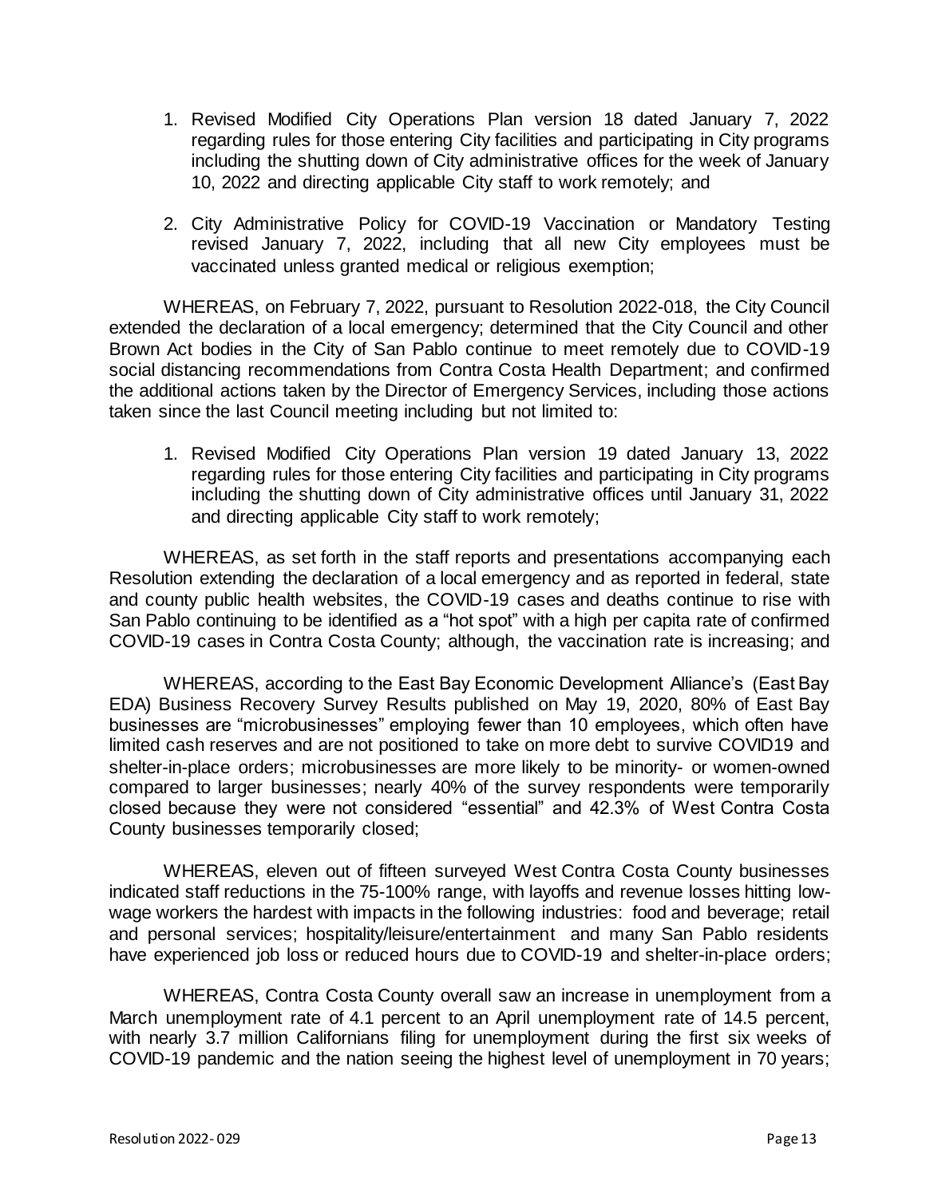1. Revised Modified City Operations Plan version 18 dated January 7, 2022 regarding rules for those entering City facilities and participating in City programs including the shutting down of City administrative offices for the week of January 10, 2022 and directing applicable City staff to work remotely; and

2. City Administrative Policy for COVID-19 Vaccination or Mandatory Testing revised January 7, 2022, including that all new City employees must be vaccinated unless granted medical or religious exemption;

WHEREAS, on February 7, 2022, pursuant to Resolution 2022-018, the City Council extended the declaration of a local emergency; determined that the City Council and other Brown Act bodies in the City of San Pablo continue to meet remotely due to COVID-19 social distancing recommendations from Contra Costa Health Department; and confirmed the additional actions taken by the Director of Emergency Services, including those actions taken since the last Council meeting including but not limited to:

1. Revised Modified City Operations Plan version 19 dated January 13, 2022 regarding rules for those entering City facilities and participating in City programs including the shutting down of City administrative offices until January 31, 2022 and directing applicable City staff to work remotely;

WHEREAS, as set forth in the staff reports and presentations accompanying each Resolution extending the declaration of a local emergency and as reported in federal, state and county public health websites, the COVID-19 cases and deaths continue to rise with San Pablo continuing to be identified as a "hot spot" with a high per capita rate of confirmed COVID-19 cases in Contra Costa County; although, the vaccination rate is increasing; and

WHEREAS, according to the East Bay Economic Development Alliance's (East Bay EDA) Business Recovery Survey Results published on May 19, 2020, 80% of East Bay businesses are "microbusinesses" employing fewer than 10 employees, which often have limited cash reserves and are not positioned to take on more debt to survive COVID19 and shelter-in-place orders; microbusinesses are more likely to be minority- or women-owned compared to larger businesses; nearly 40% of the survey respondents were temporarily closed because they were not considered "essential" and 42.3% of West Contra Costa County businesses temporarily closed;

WHEREAS, eleven out of fifteen surveyed West Contra Costa County businesses indicated staff reductions in the 75-100% range, with layoffs and revenue losses hitting low-wage workers the hardest with impacts in the following industries: food and beverage; retail and personal services; hospitality/leisure/entertainment and many San Pablo residents have experienced job loss or reduced hours due to COVID-19 and shelter-in-place orders;

WHEREAS, Contra Costa County overall saw an increase in unemployment from a March unemployment rate of 4.1 percent to an April unemployment rate of 14.5 percent, with nearly 3.7 million Californians filing for unemployment during the first six weeks of COVID-19 pandemic and the nation seeing the highest level of unemployment in 70 years;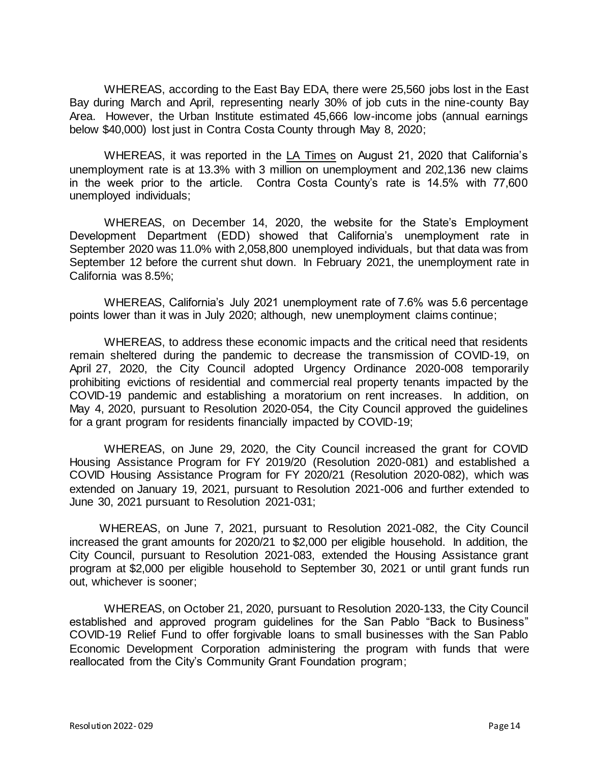WHEREAS, according to the East Bay EDA, there were 25,560 jobs lost in the East Bay during March and April, representing nearly 30% of job cuts in the nine-county Bay Area. However, the Urban Institute estimated 45,666 low-income jobs (annual earnings below $40,000) lost just in Contra Costa County through May 8, 2020;

WHEREAS, it was reported in the LA Times on August 21, 2020 that California's unemployment rate is at 13.3% with 3 million on unemployment and 202,136 new claims in the week prior to the article. Contra Costa County's rate is 14.5% with 77,600 unemployed individuals;

WHEREAS, on December 14, 2020, the website for the State's Employment Development Department (EDD) showed that California's unemployment rate in September 2020 was 11.0% with 2,058,800 unemployed individuals, but that data was from September 12 before the current shut down. In February 2021, the unemployment rate in California was 8.5%;

WHEREAS, California's July 2021 unemployment rate of 7.6% was 5.6 percentage points lower than it was in July 2020; although, new unemployment claims continue;

WHEREAS, to address these economic impacts and the critical need that residents remain sheltered during the pandemic to decrease the transmission of COVID-19, on April 27, 2020, the City Council adopted Urgency Ordinance 2020-008 temporarily prohibiting evictions of residential and commercial real property tenants impacted by the COVID-19 pandemic and establishing a moratorium on rent increases. In addition, on May 4, 2020, pursuant to Resolution 2020-054, the City Council approved the guidelines for a grant program for residents financially impacted by COVID-19;

WHEREAS, on June 29, 2020, the City Council increased the grant for COVID Housing Assistance Program for FY 2019/20 (Resolution 2020-081) and established a COVID Housing Assistance Program for FY 2020/21 (Resolution 2020-082), which was extended on January 19, 2021, pursuant to Resolution 2021-006 and further extended to June 30, 2021 pursuant to Resolution 2021-031;

WHEREAS, on June 7, 2021, pursuant to Resolution 2021-082, the City Council increased the grant amounts for 2020/21 to $2,000 per eligible household. In addition, the City Council, pursuant to Resolution 2021-083, extended the Housing Assistance grant program at $2,000 per eligible household to September 30, 2021 or until grant funds run out, whichever is sooner;

WHEREAS, on October 21, 2020, pursuant to Resolution 2020-133, the City Council established and approved program guidelines for the San Pablo "Back to Business" COVID-19 Relief Fund to offer forgivable loans to small businesses with the San Pablo Economic Development Corporation administering the program with funds that were reallocated from the City's Community Grant Foundation program;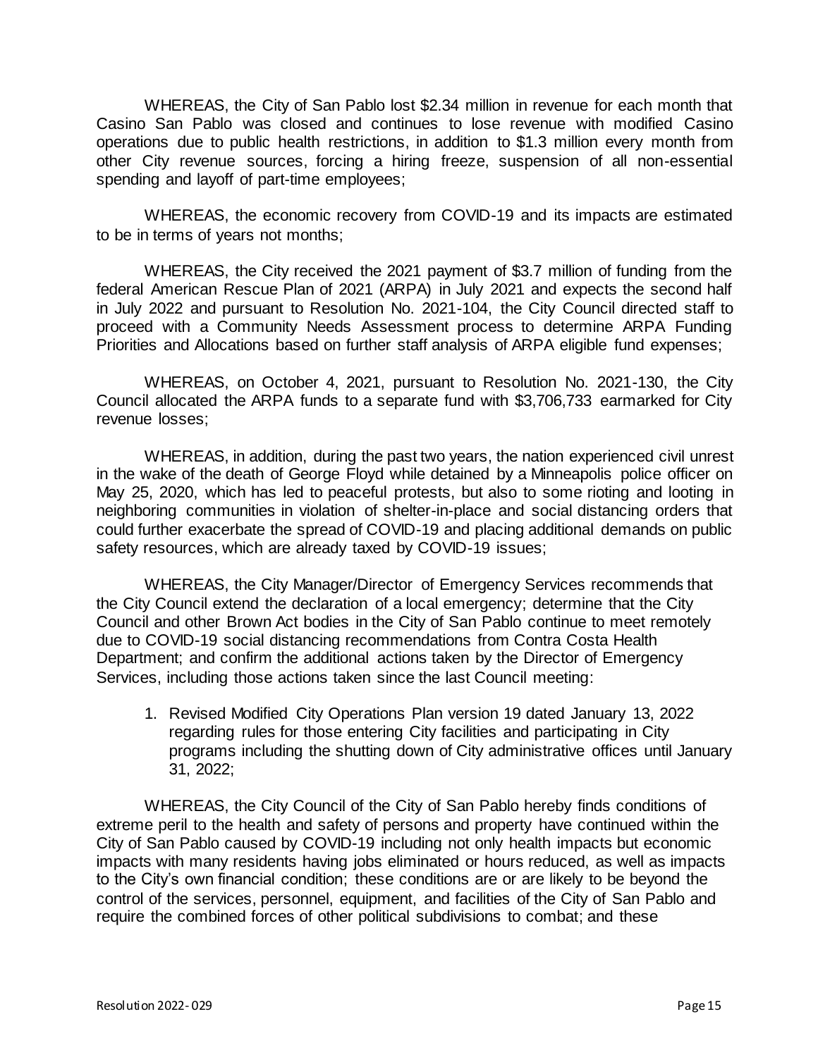WHEREAS, the City of San Pablo lost $2.34 million in revenue for each month that Casino San Pablo was closed and continues to lose revenue with modified Casino operations due to public health restrictions, in addition to $1.3 million every month from other City revenue sources, forcing a hiring freeze, suspension of all non-essential spending and layoff of part-time employees;

WHEREAS, the economic recovery from COVID-19 and its impacts are estimated to be in terms of years not months;

WHEREAS, the City received the 2021 payment of $3.7 million of funding from the federal American Rescue Plan of 2021 (ARPA) in July 2021 and expects the second half in July 2022 and pursuant to Resolution No. 2021-104, the City Council directed staff to proceed with a Community Needs Assessment process to determine ARPA Funding Priorities and Allocations based on further staff analysis of ARPA eligible fund expenses;

WHEREAS, on October 4, 2021, pursuant to Resolution No. 2021-130, the City Council allocated the ARPA funds to a separate fund with $3,706,733 earmarked for City revenue losses;

WHEREAS, in addition, during the past two years, the nation experienced civil unrest in the wake of the death of George Floyd while detained by a Minneapolis police officer on May 25, 2020, which has led to peaceful protests, but also to some rioting and looting in neighboring communities in violation of shelter-in-place and social distancing orders that could further exacerbate the spread of COVID-19 and placing additional demands on public safety resources, which are already taxed by COVID-19 issues;

WHEREAS, the City Manager/Director of Emergency Services recommends that the City Council extend the declaration of a local emergency; determine that the City Council and other Brown Act bodies in the City of San Pablo continue to meet remotely due to COVID-19 social distancing recommendations from Contra Costa Health Department; and confirm the additional actions taken by the Director of Emergency Services, including those actions taken since the last Council meeting:

1. Revised Modified City Operations Plan version 19 dated January 13, 2022 regarding rules for those entering City facilities and participating in City programs including the shutting down of City administrative offices until January 31, 2022;

WHEREAS, the City Council of the City of San Pablo hereby finds conditions of extreme peril to the health and safety of persons and property have continued within the City of San Pablo caused by COVID-19 including not only health impacts but economic impacts with many residents having jobs eliminated or hours reduced, as well as impacts to the City's own financial condition; these conditions are or are likely to be beyond the control of the services, personnel, equipment, and facilities of the City of San Pablo and require the combined forces of other political subdivisions to combat; and these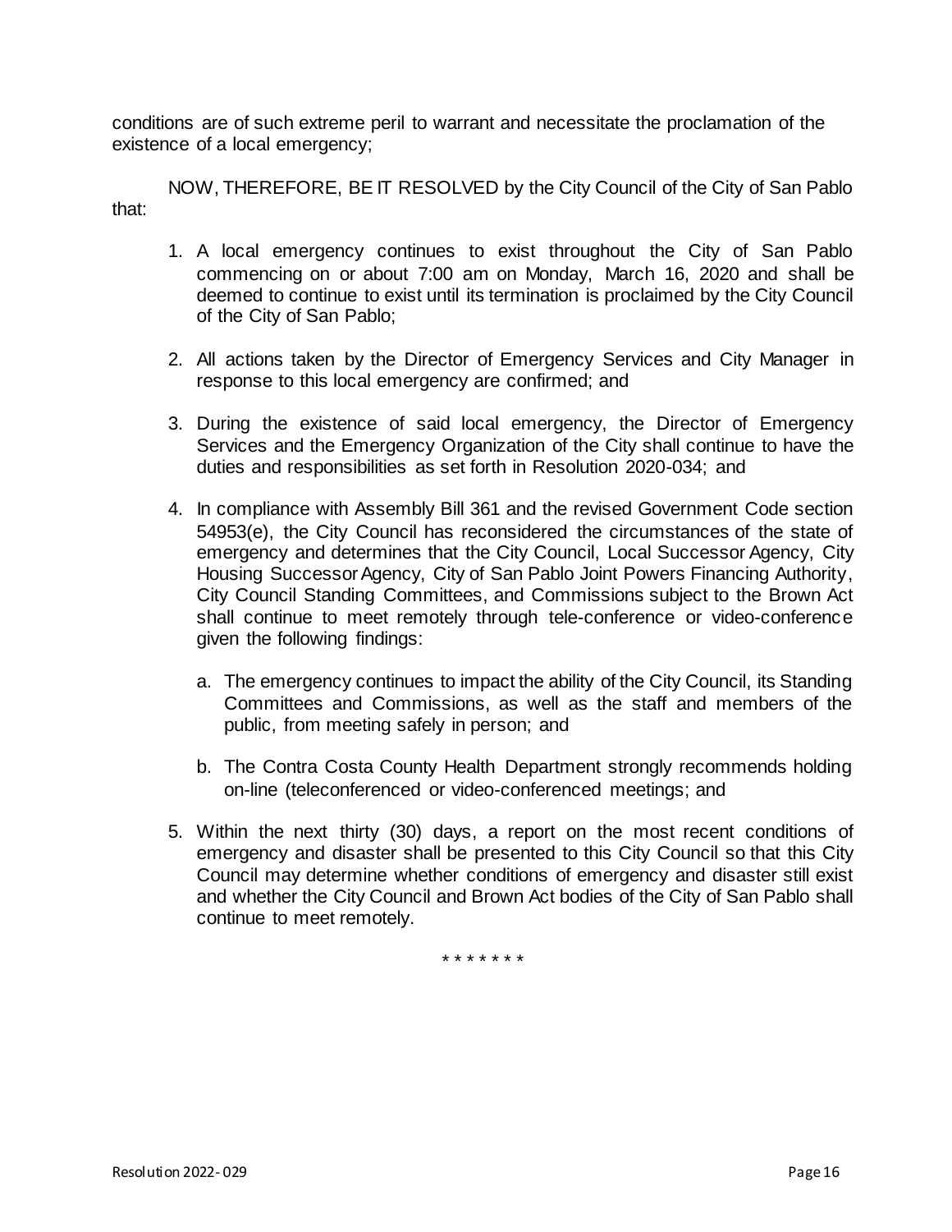conditions are of such extreme peril to warrant and necessitate the proclamation of the existence of a local emergency;

NOW, THEREFORE, BE IT RESOLVED by the City Council of the City of San Pablo that:

1. A local emergency continues to exist throughout the City of San Pablo commencing on or about 7:00 am on Monday, March 16, 2020 and shall be deemed to continue to exist until its termination is proclaimed by the City Council of the City of San Pablo;

2. All actions taken by the Director of Emergency Services and City Manager in response to this local emergency are confirmed; and

3. During the existence of said local emergency, the Director of Emergency Services and the Emergency Organization of the City shall continue to have the duties and responsibilities as set forth in Resolution 2020-034; and

4. In compliance with Assembly Bill 361 and the revised Government Code section 54953(e), the City Council has reconsidered the circumstances of the state of emergency and determines that the City Council, Local Successor Agency, City Housing Successor Agency, City of San Pablo Joint Powers Financing Authority, City Council Standing Committees, and Commissions subject to the Brown Act shall continue to meet remotely through tele-conference or video-conference given the following findings:

   a. The emergency continues to impact the ability of the City Council, its Standing Committees and Commissions, as well as the staff and members of the public, from meeting safely in person; and

   b. The Contra Costa County Health Department strongly recommends holding on-line (teleconferenced or video-conferenced meetings; and

5. Within the next thirty (30) days, a report on the most recent conditions of emergency and disaster shall be presented to this City Council so that this City Council may determine whether conditions of emergency and disaster still exist and whether the City Council and Brown Act bodies of the City of San Pablo shall continue to meet remotely.

\* \* \* \* \* \* \*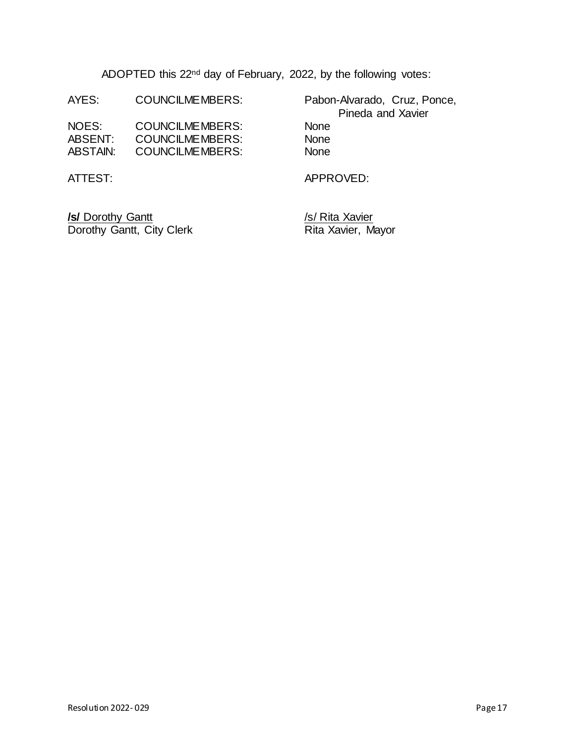ADOPTED this 22nd day of February, 2022, by the following votes:

| | | |
|---|---|---|
| AYES: | COUNCILMEMBERS: | Pabon-Alvarado, Cruz, Ponce, Pineda and Xavier |
| NOES: | COUNCILMEMBERS: | None |
| ABSENT: | COUNCILMEMBERS: | None |
| ABSTAIN: | COUNCILMEMBERS: | None |

ATTEST:

**/s/** Dorothy Gantt
Dorothy Gantt, City Clerk

APPROVED:

/s/ Rita Xavier
Rita Xavier, Mayor